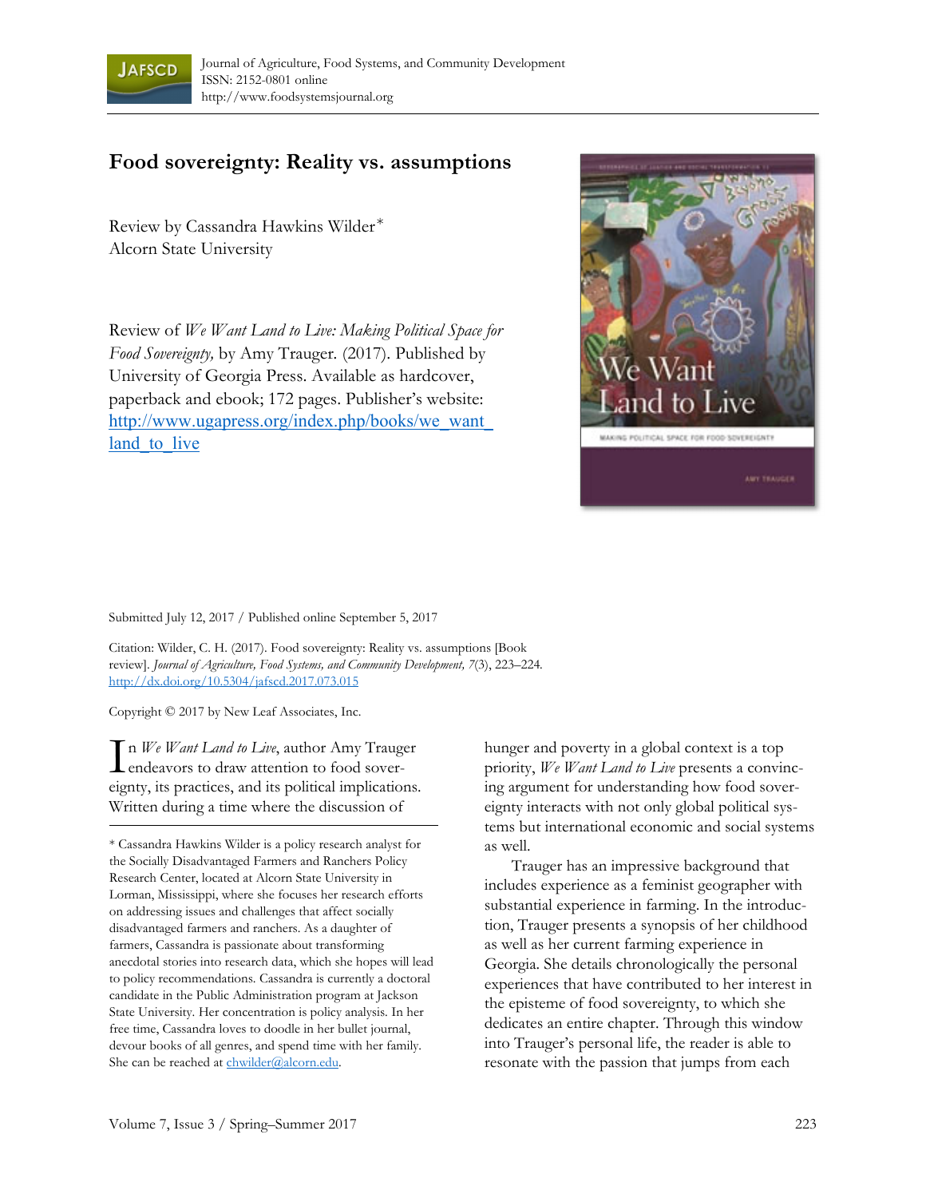Journal of Agriculture, Food Systems, and Community Development
ISSN: 2152-0801 online
http://www.foodsystemsjournal.org

# Food sovereignty: Reality vs. assumptions

Review by Cassandra Hawkins Wilder *
Alcorn State University

Review of *We Want Land to Live: Making Political Space for Food Sovereignty,* by Amy Trauger. (2017). Published by University of Georgia Press. Available as hardcover, paperback and ebook; 172 pages. Publisher's website: [http://www.ugapress.org/index.php/books/we_want_land_to_live](http://www.ugapress.org/index.php/books/we_want_land_to_live)

Submitted July 12, 2017 / Published online September 5, 2017

Citation: Wilder, C. H. (2017). Food sovereignty: Reality vs. assumptions [Book review]. *Journal of Agriculture, Food Systems, and Community Development, 7*(3), 223–224. [http://dx.doi.org/10.5304/jafscd.2017.073.015](http://dx.doi.org/10.5304/jafscd.2017.073.015)

Copyright © 2017 by New Leaf Associates, Inc.

In *We Want Land to Live*, author Amy Trauger endeavors to draw attention to food sovereignty, its practices, and its political implications. Written during a time where the discussion of hunger and poverty in a global context is a top priority, *We Want Land to Live* presents a convincing argument for understanding how food sovereignty interacts with not only global political systems but international economic and social systems as well.

Trauger has an impressive background that includes experience as a feminist geographer with substantial experience in farming. In the introduction, Trauger presents a synopsis of her childhood as well as her current farming experience in Georgia. She details chronologically the personal experiences that have contributed to her interest in the episteme of food sovereignty, to which she dedicates an entire chapter. Through this window into Trauger's personal life, the reader is able to resonate with the passion that jumps from each

\* Cassandra Hawkins Wilder is a policy research analyst for the Socially Disadvantaged Farmers and Ranchers Policy Research Center, located at Alcorn State University in Lorman, Mississippi, where she focuses her research efforts on addressing issues and challenges that affect socially disadvantaged farmers and ranchers. As a daughter of farmers, Cassandra is passionate about transforming anecdotal stories into research data, which she hopes will lead to policy recommendations. Cassandra is currently a doctoral candidate in the Public Administration program at Jackson State University. Her concentration is policy analysis. In her free time, Cassandra loves to doodle in her bullet journal, devour books of all genres, and spend time with her family. She can be reached at [chwilder@alcorn.edu](mailto:chwilder@alcorn.edu).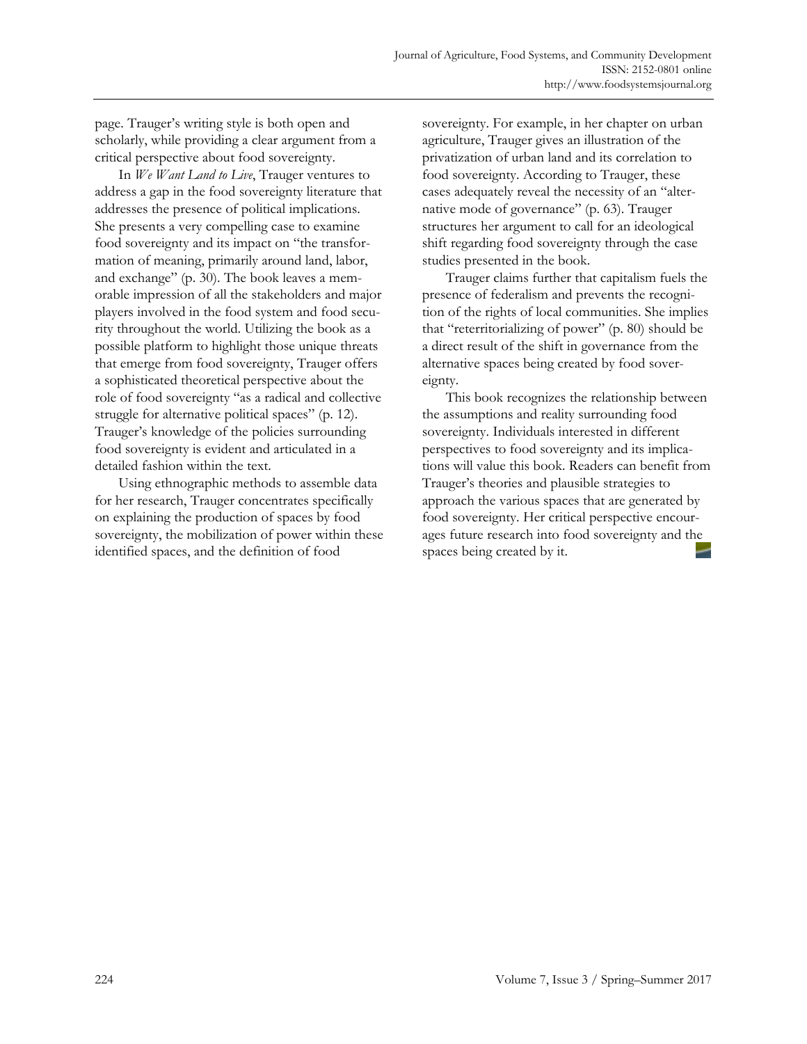page. Trauger's writing style is both open and scholarly, while providing a clear argument from a critical perspective about food sovereignty.

In *We Want Land to Live*, Trauger ventures to address a gap in the food sovereignty literature that addresses the presence of political implications. She presents a very compelling case to examine food sovereignty and its impact on "the transformation of meaning, primarily around land, labor, and exchange" (p. 30). The book leaves a memorable impression of all the stakeholders and major players involved in the food system and food security throughout the world. Utilizing the book as a possible platform to highlight those unique threats that emerge from food sovereignty, Trauger offers a sophisticated theoretical perspective about the role of food sovereignty "as a radical and collective struggle for alternative political spaces" (p. 12). Trauger's knowledge of the policies surrounding food sovereignty is evident and articulated in a detailed fashion within the text.

Using ethnographic methods to assemble data for her research, Trauger concentrates specifically on explaining the production of spaces by food sovereignty, the mobilization of power within these identified spaces, and the definition of food sovereignty. For example, in her chapter on urban agriculture, Trauger gives an illustration of the privatization of urban land and its correlation to food sovereignty. According to Trauger, these cases adequately reveal the necessity of an "alternative mode of governance" (p. 63). Trauger structures her argument to call for an ideological shift regarding food sovereignty through the case studies presented in the book.

Trauger claims further that capitalism fuels the presence of federalism and prevents the recognition of the rights of local communities. She implies that "reterritorializing of power" (p. 80) should be a direct result of the shift in governance from the alternative spaces being created by food sovereignty.

This book recognizes the relationship between the assumptions and reality surrounding food sovereignty. Individuals interested in different perspectives to food sovereignty and its implications will value this book. Readers can benefit from Trauger's theories and plausible strategies to approach the various spaces that are generated by food sovereignty. Her critical perspective encourages future research into food sovereignty and the spaces being created by it.